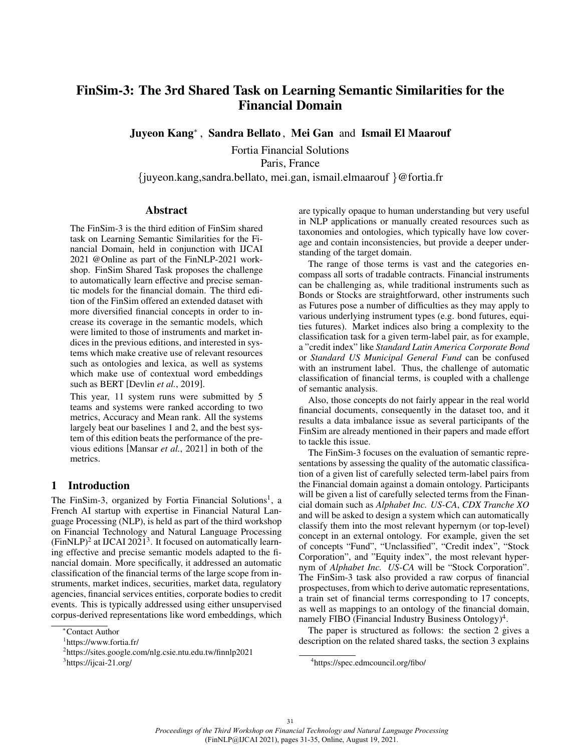# FinSim-3: The 3rd Shared Task on Learning Semantic Similarities for the Financial Domain

**Juyeon Kang***, **Sandra Bellato**, **Mei Gan** and **Ismail El Maarouf**

Fortia Financial Solutions
Paris, France
{juyeon.kang,sandra.bellato, mei.gan, ismail.elmaarouf }@fortia.fr

## Abstract

The FinSim-3 is the third edition of FinSim shared task on Learning Semantic Similarities for the Financial Domain, held in conjunction with IJCAI 2021 @Online as part of the FinNLP-2021 workshop. FinSim Shared Task proposes the challenge to automatically learn effective and precise semantic models for the financial domain. The third edition of the FinSim offered an extended dataset with more diversified financial concepts in order to increase its coverage in the semantic models, which were limited to those of instruments and market indices in the previous editions, and interested in systems which make creative use of relevant resources such as ontologies and lexica, as well as systems which make use of contextual word embeddings such as BERT [Devlin *et al.*, 2019].

This year, 11 system runs were submitted by 5 teams and systems were ranked according to two metrics, Accuracy and Mean rank. All the systems largely beat our baselines 1 and 2, and the best system of this edition beats the performance of the previous editions [Mansar *et al.*, 2021] in both of the metrics.

## 1 Introduction

The FinSim-3, organized by Fortia Financial Solutions[1], a French AI startup with expertise in Financial Natural Language Processing (NLP), is held as part of the third workshop on Financial Technology and Natural Language Processing (FinNLP)[2] at IJCAI 2021[3]. It focused on automatically learning effective and precise semantic models adapted to the financial domain. More specifically, it addressed an automatic classification of the financial terms of the large scope from instruments, market indices, securities, market data, regulatory agencies, financial services entities, corporate bodies to credit events. This is typically addressed using either unsupervised corpus-derived representations like word embeddings, which are typically opaque to human understanding but very useful in NLP applications or manually created resources such as taxonomies and ontologies, which typically have low coverage and contain inconsistencies, but provide a deeper understanding of the target domain.

The range of those terms is vast and the categories encompass all sorts of tradable contracts. Financial instruments can be challenging as, while traditional instruments such as Bonds or Stocks are straightforward, other instruments such as Futures pose a number of difficulties as they may apply to various underlying instrument types (e.g. bond futures, equities futures). Market indices also bring a complexity to the classification task for a given term-label pair, as for example, a "credit index" like *Standard Latin America Corporate Bond* or *Standard US Municipal General Fund* can be confused with an instrument label. Thus, the challenge of automatic classification of financial terms, is coupled with a challenge of semantic analysis.

Also, those concepts do not fairly appear in the real world financial documents, consequently in the dataset too, and it results a data imbalance issue as several participants of the FinSim are already mentioned in their papers and made effort to tackle this issue.

The FinSim-3 focuses on the evaluation of semantic representations by assessing the quality of the automatic classification of a given list of carefully selected term-label pairs from the Financial domain against a domain ontology. Participants will be given a list of carefully selected terms from the Financial domain such as *Alphabet Inc. US-CA*, *CDX Tranche XO* and will be asked to design a system which can automatically classify them into the most relevant hypernym (or top-level) concept in an external ontology. For example, given the set of concepts "Fund", "Unclassified", "Credit index", "Stock Corporation", and "Equity index", the most relevant hypernym of *Alphabet Inc. US-CA* will be "Stock Corporation". The FinSim-3 task also provided a raw corpus of financial prospectuses, from which to derive automatic representations, a train set of financial terms corresponding to 17 concepts, as well as mappings to an ontology of the financial domain, namely FIBO (Financial Industry Business Ontology)[4].

The paper is structured as follows: the section 2 gives a description on the related shared tasks, the section 3 explains

---

*Contact Author

[1] https://www.fortia.fr/

[2] https://sites.google.com/nlg.csie.ntu.edu.tw/finnlp2021

[3] https://ijcai-21.org/

[4] https://spec.edmcouncil.org/fibo/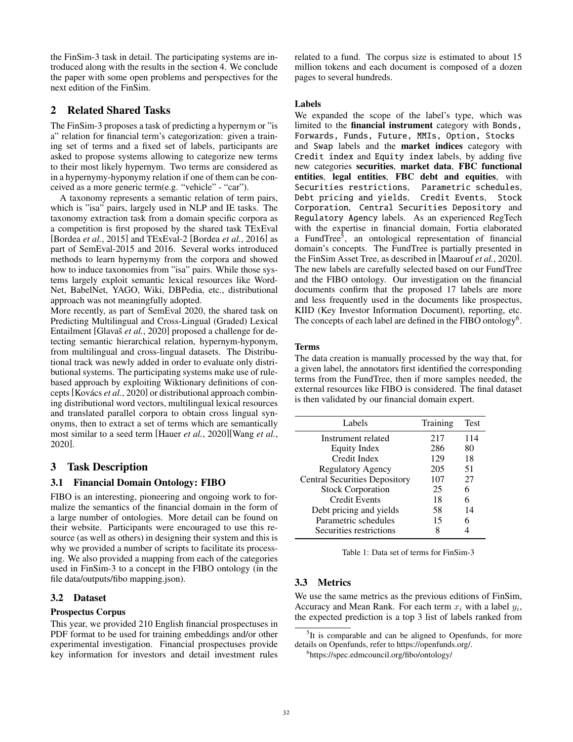the FinSim-3 task in detail. The participating systems are introduced along with the results in the section 4. We conclude the paper with some open problems and perspectives for the next edition of the FinSim.

## 2 Related Shared Tasks

The FinSim-3 proposes a task of predicting a hypernym or "is a" relation for financial term's categorization: given a training set of terms and a fixed set of labels, participants are asked to propose systems allowing to categorize new terms to their most likely hypernym. Two terms are considered as in a hypernymy-hyponymy relation if one of them can be conceived as a more generic term(e.g. "vehicle" - "car").

A taxonomy represents a semantic relation of term pairs, which is "isa" pairs, largely used in NLP and IE tasks. The taxonomy extraction task from a domain specific corpora as a competition is first proposed by the shared task TExEval [Bordea *et al.*, 2015] and TExEval-2 [Bordea *et al.*, 2016] as part of SemEval-2015 and 2016. Several works introduced methods to learn hypernymy from the corpora and showed how to induce taxonomies from "isa" pairs. While those systems largely exploit semantic lexical resources like WordNet, BabelNet, YAGO, Wiki, DBPedia, etc., distributional approach was not meaningfully adopted.

More recently, as part of SemEval 2020, the shared task on Predicting Multilingual and Cross-Lingual (Graded) Lexical Entailment [Glavaš *et al.*, 2020] proposed a challenge for detecting semantic hierarchical relation, hypernym-hyponym, from multilingual and cross-lingual datasets. The Distributional track was newly added in order to evaluate only distributional systems. The participating systems make use of rule-based approach by exploiting Wiktionary definitions of concepts [Kovács *et al.*, 2020] or distributional approach combining distributional word vectors, multilingual lexical resources and translated parallel corpora to obtain cross lingual synonyms, then to extract a set of terms which are semantically most similar to a seed term [Hauer *et al.*, 2020][Wang *et al.*, 2020].

## 3 Task Description

### 3.1 Financial Domain Ontology: FIBO

FIBO is an interesting, pioneering and ongoing work to formalize the semantics of the financial domain in the form of a large number of ontologies. More detail can be found on their website. Participants were encouraged to use this resource (as well as others) in designing their system and this is why we provided a number of scripts to facilitate its processing. We also provided a mapping from each of the categories used in FinSim-3 to a concept in the FIBO ontology (in the file data/outputs/fibo mapping.json).

### 3.2 Dataset

**Prospectus Corpus**

This year, we provided 210 English financial prospectuses in PDF format to be used for training embeddings and/or other experimental investigation. Financial prospectuses provide key information for investors and detail investment rules related to a fund. The corpus size is estimated to about 15 million tokens and each document is composed of a dozen pages to several hundreds.

**Labels**

We expanded the scope of the label's type, which was limited to the **financial instrument** category with `Bonds, Forwards, Funds, Future, MMIs, Option, Stocks` and `Swap` labels and the **market indices** category with `Credit index` and `Equity index` labels, by adding five new categories **securities**, **market data**, **FBC functional entities**, **legal entities**, **FBC debt and equities**, with `Securities restrictions`, `Parametric schedules`, `Debt pricing and yields`, `Credit Events`, `Stock Corporation`, `Central Securities Depository` and `Regulatory Agency` labels. As an experienced RegTech with the expertise in financial domain, Fortia elaborated a FundTree[5], an ontological representation of financial domain's concepts. The FundTree is partially presented in the FinSim Asset Tree, as described in [Maarouf *et al.*, 2020]. The new labels are carefully selected based on our FundTree and the FIBO ontology. Our investigation on the financial documents confirm that the proposed 17 labels are more and less frequently used in the documents like prospectus, KIID (Key Investor Information Document), reporting, etc. The concepts of each label are defined in the FIBO ontology[6].

**Terms**

The data creation is manually processed by the way that, for a given label, the annotators first identified the corresponding terms from the FundTree, then if more samples needed, the external resources like FIBO is considered. The final dataset is then validated by our financial domain expert.

| Labels | Training | Test |
|---|---|---|
| Instrument related | 217 | 114 |
| Equity Index | 286 | 80 |
| Credit Index | 129 | 18 |
| Regulatory Agency | 205 | 51 |
| Central Securities Depository | 107 | 27 |
| Stock Corporation | 25 | 6 |
| Credit Events | 18 | 6 |
| Debt pricing and yields | 58 | 14 |
| Parametric schedules | 15 | 6 |
| Securities restrictions | 8 | 4 |

Table 1: Data set of terms for FinSim-3

### 3.3 Metrics

We use the same metrics as the previous editions of FinSim, Accuracy and Mean Rank. For each term $x_i$ with a label $y_i$, the expected prediction is a top 3 list of labels ranked from

[5] It is comparable and can be aligned to Openfunds, for more details on Openfunds, refer to https://openfunds.org/.

[6] https://spec.edmcouncil.org/fibo/ontology/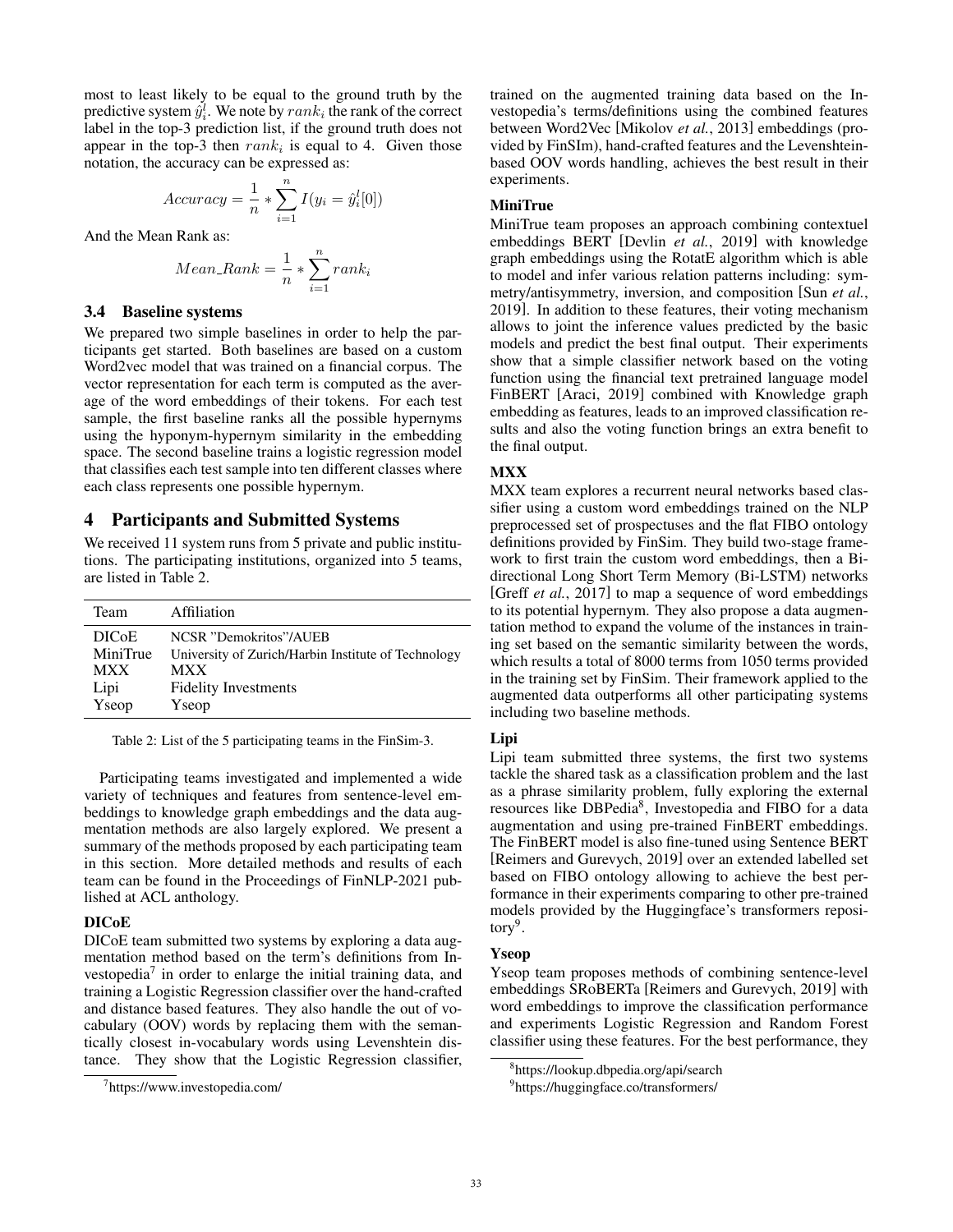most to least likely to be equal to the ground truth by the predictive system $\hat{y}_i^l$. We note by $rank_i$ the rank of the correct label in the top-3 prediction list, if the ground truth does not appear in the top-3 then $rank_i$ is equal to 4. Given those notation, the accuracy can be expressed as:

$$Accuracy = \frac{1}{n} * \sum_{i=1}^{n} I(y_i = \hat{y}_i^l[0])$$

And the Mean Rank as:

$$Mean\_Rank = \frac{1}{n} * \sum_{i=1}^{n} rank_i$$

### 3.4 Baseline systems

We prepared two simple baselines in order to help the participants get started. Both baselines are based on a custom Word2vec model that was trained on a financial corpus. The vector representation for each term is computed as the average of the word embeddings of their tokens. For each test sample, the first baseline ranks all the possible hypernyms using the hyponym-hypernym similarity in the embedding space. The second baseline trains a logistic regression model that classifies each test sample into ten different classes where each class represents one possible hypernym.

## 4 Participants and Submitted Systems

We received 11 system runs from 5 private and public institutions. The participating institutions, organized into 5 teams, are listed in Table 2.

| Team | Affiliation |
|---|---|
| DICoE | NCSR "Demokritos"/AUEB |
| MiniTrue | University of Zurich/Harbin Institute of Technology |
| MXX | MXX |
| Lipi | Fidelity Investments |
| Yseop | Yseop |

Table 2: List of the 5 participating teams in the FinSim-3.

Participating teams investigated and implemented a wide variety of techniques and features from sentence-level embeddings to knowledge graph embeddings and the data augmentation methods are also largely explored. We present a summary of the methods proposed by each participating team in this section. More detailed methods and results of each team can be found in the Proceedings of FinNLP-2021 published at ACL anthology.

**DICoE**

DICoE team submitted two systems by exploring a data augmentation method based on the term's definitions from Investopedia[7] in order to enlarge the initial training data, and training a Logistic Regression classifier over the hand-crafted and distance based features. They also handle the out of vocabulary (OOV) words by replacing them with the semantically closest in-vocabulary words using Levenshtein distance. They show that the Logistic Regression classifier, trained on the augmented training data based on the Investopedia's terms/definitions using the combined features between Word2Vec [Mikolov *et al.*, 2013] embeddings (provided by FinSIm), hand-crafted features and the Levenshtein-based OOV words handling, achieves the best result in their experiments.

**MiniTrue**

MiniTrue team proposes an approach combining contextuel embeddings BERT [Devlin *et al.*, 2019] with knowledge graph embeddings using the RotatE algorithm which is able to model and infer various relation patterns including: symmetry/antisymmetry, inversion, and composition [Sun *et al.*, 2019]. In addition to these features, their voting mechanism allows to joint the inference values predicted by the basic models and predict the best final output. Their experiments show that a simple classifier network based on the voting function using the financial text pretrained language model FinBERT [Araci, 2019] combined with Knowledge graph embedding as features, leads to an improved classification results and also the voting function brings an extra benefit to the final output.

**MXX**

MXX team explores a recurrent neural networks based classifier using a custom word embeddings trained on the NLP preprocessed set of prospectuses and the flat FIBO ontology definitions provided by FinSim. They build two-stage framework to first train the custom word embeddings, then a Bi-directional Long Short Term Memory (Bi-LSTM) networks [Greff *et al.*, 2017] to map a sequence of word embeddings to its potential hypernym. They also propose a data augmentation method to expand the volume of the instances in training set based on the semantic similarity between the words, which results a total of 8000 terms from 1050 terms provided in the training set by FinSim. Their framework applied to the augmented data outperforms all other participating systems including two baseline methods.

**Lipi**

Lipi team submitted three systems, the first two systems tackle the shared task as a classification problem and the last as a phrase similarity problem, fully exploring the external resources like DBPedia[8], Investopedia and FIBO for a data augmentation and using pre-trained FinBERT embeddings. The FinBERT model is also fine-tuned using Sentence BERT [Reimers and Gurevych, 2019] over an extended labelled set based on FIBO ontology allowing to achieve the best performance in their experiments comparing to other pre-trained models provided by the Huggingface's transformers repository[9].

**Yseop**

Yseop team proposes methods of combining sentence-level embeddings SRoBERTa [Reimers and Gurevych, 2019] with word embeddings to improve the classification performance and experiments Logistic Regression and Random Forest classifier using these features. For the best performance, they

[7]https://www.investopedia.com/

[8]https://lookup.dbpedia.org/api/search

[9]https://huggingface.co/transformers/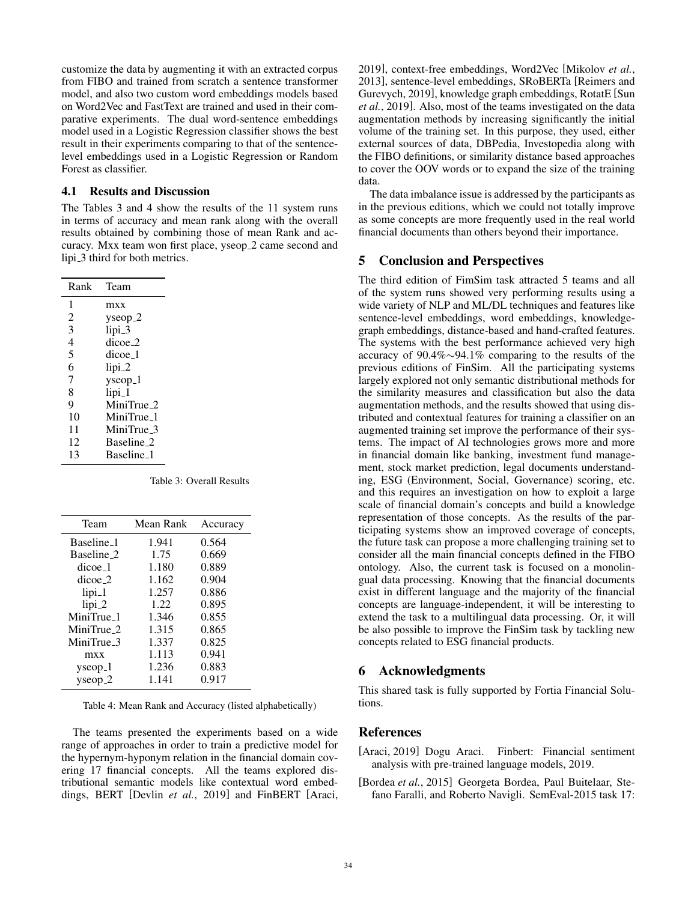customize the data by augmenting it with an extracted corpus from FIBO and trained from scratch a sentence transformer model, and also two custom word embeddings models based on Word2Vec and FastText are trained and used in their comparative experiments. The dual word-sentence embeddings model used in a Logistic Regression classifier shows the best result in their experiments comparing to that of the sentence-level embeddings used in a Logistic Regression or Random Forest as classifier.

### 4.1 Results and Discussion

The Tables 3 and 4 show the results of the 11 system runs in terms of accuracy and mean rank along with the overall results obtained by combining those of mean Rank and accuracy. Mxx team won first place, yseop_2 came second and lipi_3 third for both metrics.

| Rank | Team |
|---|---|
| 1 | mxx |
| 2 | yseop_2 |
| 3 | lipi_3 |
| 4 | dicoe_2 |
| 5 | dicoe_1 |
| 6 | lipi_2 |
| 7 | yseop_1 |
| 8 | lipi_1 |
| 9 | MiniTrue_2 |
| 10 | MiniTrue_1 |
| 11 | MiniTrue_3 |
| 12 | Baseline_2 |
| 13 | Baseline_1 |

Table 3: Overall Results

| Team | Mean Rank | Accuracy |
|---|---|---|
| Baseline_1 | 1.941 | 0.564 |
| Baseline_2 | 1.75 | 0.669 |
| dicoe_1 | 1.180 | 0.889 |
| dicoe_2 | 1.162 | 0.904 |
| lipi_1 | 1.257 | 0.886 |
| lipi_2 | 1.22 | 0.895 |
| MiniTrue_1 | 1.346 | 0.855 |
| MiniTrue_2 | 1.315 | 0.865 |
| MiniTrue_3 | 1.337 | 0.825 |
| mxx | 1.113 | 0.941 |
| yseop_1 | 1.236 | 0.883 |
| yseop_2 | 1.141 | 0.917 |

Table 4: Mean Rank and Accuracy (listed alphabetically)

The teams presented the experiments based on a wide range of approaches in order to train a predictive model for the hypernym-hyponym relation in the financial domain covering 17 financial concepts. All the teams explored distributional semantic models like contextual word embeddings, BERT [Devlin *et al.*, 2019] and FinBERT [Araci, 2019], context-free embeddings, Word2Vec [Mikolov *et al.*, 2013], sentence-level embeddings, SRoBERTa [Reimers and Gurevych, 2019], knowledge graph embeddings, RotatE [Sun *et al.*, 2019]. Also, most of the teams investigated on the data augmentation methods by increasing significantly the initial volume of the training set. In this purpose, they used, either external sources of data, DBPedia, Investopedia along with the FIBO definitions, or similarity distance based approaches to cover the OOV words or to expand the size of the training data.

The data imbalance issue is addressed by the participants as in the previous editions, which we could not totally improve as some concepts are more frequently used in the real world financial documents than others beyond their importance.

## 5 Conclusion and Perspectives

The third edition of FimSim task attracted 5 teams and all of the system runs showed very performing results using a wide variety of NLP and ML/DL techniques and features like sentence-level embeddings, word embeddings, knowledge-graph embeddings, distance-based and hand-crafted features. The systems with the best performance achieved very high accuracy of 90.4%∼94.1% comparing to the results of the previous editions of FinSim. All the participating systems largely explored not only semantic distributional methods for the similarity measures and classification but also the data augmentation methods, and the results showed that using distributed and contextual features for training a classifier on an augmented training set improve the performance of their systems. The impact of AI technologies grows more and more in financial domain like banking, investment fund management, stock market prediction, legal documents understanding, ESG (Environment, Social, Governance) scoring, etc. and this requires an investigation on how to exploit a large scale of financial domain's concepts and build a knowledge representation of those concepts. As the results of the participating systems show an improved coverage of concepts, the future task can propose a more challenging training set to consider all the main financial concepts defined in the FIBO ontology. Also, the current task is focused on a monolingual data processing. Knowing that the financial documents exist in different language and the majority of the financial concepts are language-independent, it will be interesting to extend the task to a multilingual data processing. Or, it will be also possible to improve the FinSim task by tackling new concepts related to ESG financial products.

## 6 Acknowledgments

This shared task is fully supported by Fortia Financial Solutions.

## References

[Araci, 2019] Dogu Araci. Finbert: Financial sentiment analysis with pre-trained language models, 2019.

[Bordea *et al.*, 2015] Georgeta Bordea, Paul Buitelaar, Stefano Faralli, and Roberto Navigli. SemEval-2015 task 17: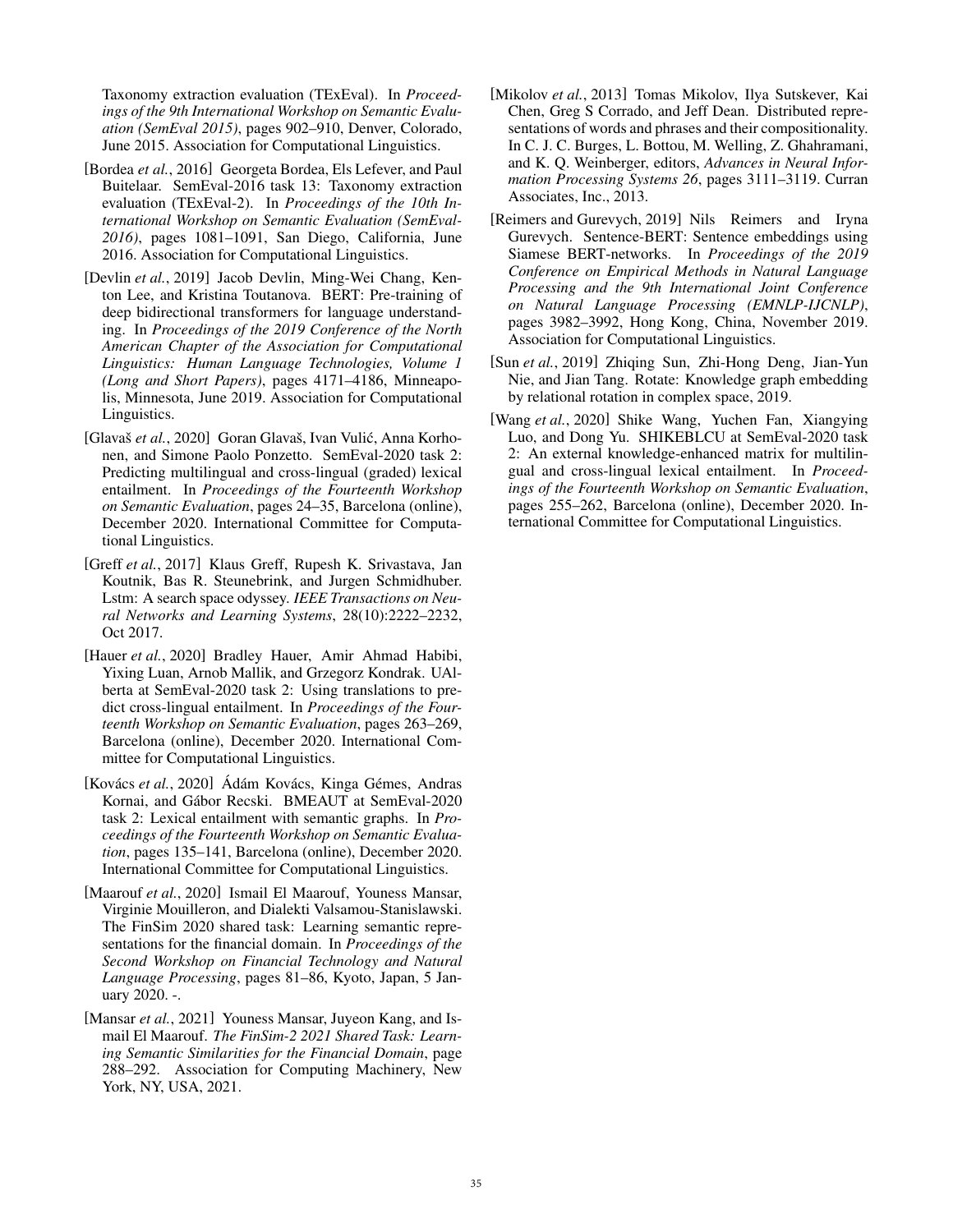Taxonomy extraction evaluation (TExEval). In *Proceedings of the 9th International Workshop on Semantic Evaluation (SemEval 2015)*, pages 902–910, Denver, Colorado, June 2015. Association for Computational Linguistics.

[Bordea *et al.*, 2016] Georgeta Bordea, Els Lefever, and Paul Buitelaar. SemEval-2016 task 13: Taxonomy extraction evaluation (TExEval-2). In *Proceedings of the 10th International Workshop on Semantic Evaluation (SemEval-2016)*, pages 1081–1091, San Diego, California, June 2016. Association for Computational Linguistics.

[Devlin *et al.*, 2019] Jacob Devlin, Ming-Wei Chang, Kenton Lee, and Kristina Toutanova. BERT: Pre-training of deep bidirectional transformers for language understanding. In *Proceedings of the 2019 Conference of the North American Chapter of the Association for Computational Linguistics: Human Language Technologies, Volume 1 (Long and Short Papers)*, pages 4171–4186, Minneapolis, Minnesota, June 2019. Association for Computational Linguistics.

[Glavaš *et al.*, 2020] Goran Glavaš, Ivan Vulić, Anna Korhonen, and Simone Paolo Ponzetto. SemEval-2020 task 2: Predicting multilingual and cross-lingual (graded) lexical entailment. In *Proceedings of the Fourteenth Workshop on Semantic Evaluation*, pages 24–35, Barcelona (online), December 2020. International Committee for Computational Linguistics.

[Greff *et al.*, 2017] Klaus Greff, Rupesh K. Srivastava, Jan Koutnik, Bas R. Steunebrink, and Jurgen Schmidhuber. Lstm: A search space odyssey. *IEEE Transactions on Neural Networks and Learning Systems*, 28(10):2222–2232, Oct 2017.

[Hauer *et al.*, 2020] Bradley Hauer, Amir Ahmad Habibi, Yixing Luan, Arnob Mallik, and Grzegorz Kondrak. UAlberta at SemEval-2020 task 2: Using translations to predict cross-lingual entailment. In *Proceedings of the Fourteenth Workshop on Semantic Evaluation*, pages 263–269, Barcelona (online), December 2020. International Committee for Computational Linguistics.

[Kovács *et al.*, 2020] Ádám Kovács, Kinga Gémes, Andras Kornai, and Gábor Recski. BMEAUT at SemEval-2020 task 2: Lexical entailment with semantic graphs. In *Proceedings of the Fourteenth Workshop on Semantic Evaluation*, pages 135–141, Barcelona (online), December 2020. International Committee for Computational Linguistics.

[Maarouf *et al.*, 2020] Ismail El Maarouf, Youness Mansar, Virginie Mouilleron, and Dialekti Valsamou-Stanislawski. The FinSim 2020 shared task: Learning semantic representations for the financial domain. In *Proceedings of the Second Workshop on Financial Technology and Natural Language Processing*, pages 81–86, Kyoto, Japan, 5 January 2020. -.

[Mansar *et al.*, 2021] Youness Mansar, Juyeon Kang, and Ismail El Maarouf. *The FinSim-2 2021 Shared Task: Learning Semantic Similarities for the Financial Domain*, page 288–292. Association for Computing Machinery, New York, NY, USA, 2021.

[Mikolov *et al.*, 2013] Tomas Mikolov, Ilya Sutskever, Kai Chen, Greg S Corrado, and Jeff Dean. Distributed representations of words and phrases and their compositionality. In C. J. C. Burges, L. Bottou, M. Welling, Z. Ghahramani, and K. Q. Weinberger, editors, *Advances in Neural Information Processing Systems 26*, pages 3111–3119. Curran Associates, Inc., 2013.

[Reimers and Gurevych, 2019] Nils Reimers and Iryna Gurevych. Sentence-BERT: Sentence embeddings using Siamese BERT-networks. In *Proceedings of the 2019 Conference on Empirical Methods in Natural Language Processing and the 9th International Joint Conference on Natural Language Processing (EMNLP-IJCNLP)*, pages 3982–3992, Hong Kong, China, November 2019. Association for Computational Linguistics.

[Sun *et al.*, 2019] Zhiqing Sun, Zhi-Hong Deng, Jian-Yun Nie, and Jian Tang. Rotate: Knowledge graph embedding by relational rotation in complex space, 2019.

[Wang *et al.*, 2020] Shike Wang, Yuchen Fan, Xiangying Luo, and Dong Yu. SHIKEBLCU at SemEval-2020 task 2: An external knowledge-enhanced matrix for multilingual and cross-lingual lexical entailment. In *Proceedings of the Fourteenth Workshop on Semantic Evaluation*, pages 255–262, Barcelona (online), December 2020. International Committee for Computational Linguistics.